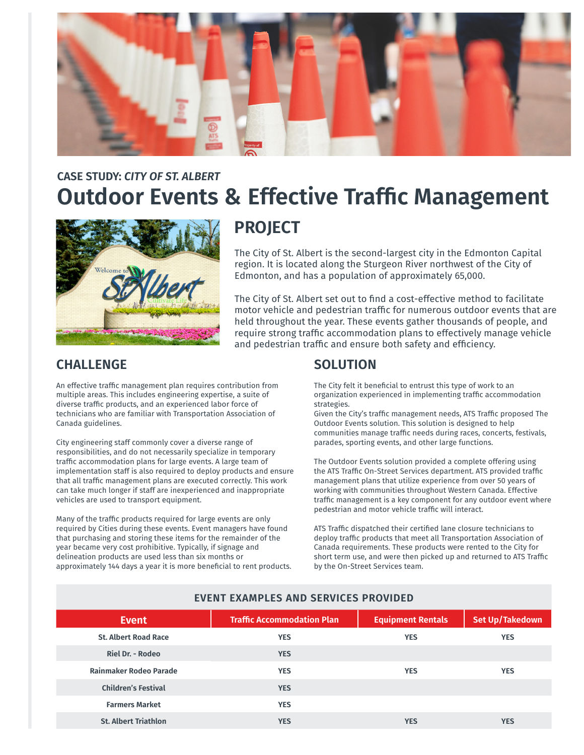CASE STUDY: *CITY OF ST. ALBERT*

# Outdoor Events & Effective Traffic Management

## PROJECT

The City of St. Albert is the second-largest city in the Edmonton Capital region. It is located along the Sturgeon River northwest of the City of Edmonton, and has a population of approximately 65,000.

The City of St. Albert set out to find a cost-effective method to facilitate motor vehicle and pedestrian traffic for numerous outdoor events that are held throughout the year. These events gather thousands of people, and require strong traffic accommodation plans to effectively manage vehicle and pedestrian traffic and ensure both safety and efficiency.

## CHALLENGE

An effective traffic management plan requires contribution from multiple areas. This includes engineering expertise, a suite of diverse traffic products, and an experienced labor force of technicians who are familiar with Transportation Association of Canada guidelines.

City engineering staff commonly cover a diverse range of responsibilities, and do not necessarily specialize in temporary traffic accommodation plans for large events. A large team of implementation staff is also required to deploy products and ensure that all traffic management plans are executed correctly. This work can take much longer if staff are inexperienced and inappropriate vehicles are used to transport equipment.

Many of the traffic products required for large events are only required by Cities during these events. Event managers have found that purchasing and storing these items for the remainder of the year became very cost prohibitive. Typically, if signage and delineation products are used less than six months or approximately 144 days a year it is more beneficial to rent products.

## SOLUTION

The City felt it beneficial to entrust this type of work to an organization experienced in implementing traffic accommodation strategies.
Given the City's traffic management needs, ATS Traffic proposed The Outdoor Events solution. This solution is designed to help communities manage traffic needs during races, concerts, festivals, parades, sporting events, and other large functions.

The Outdoor Events solution provided a complete offering using the ATS Traffic On-Street Services department. ATS provided traffic management plans that utilize experience from over 50 years of working with communities throughout Western Canada. Effective traffic management is a key component for any outdoor event where pedestrian and motor vehicle traffic will interact.

ATS Traffic dispatched their certified lane closure technicians to deploy traffic products that meet all Transportation Association of Canada requirements. These products were rented to the City for short term use, and were then picked up and returned to ATS Traffic by the On-Street Services team.

### EVENT EXAMPLES AND SERVICES PROVIDED

| Event | Traffic Accommodation Plan | Equipment Rentals | Set Up/Takedown |
|---|---|---|---|
| St. Albert Road Race | YES | YES | YES |
| Riel Dr. - Rodeo | YES | | |
| Rainmaker Rodeo Parade | YES | YES | YES |
| Children's Festival | YES | | |
| Farmers Market | YES | | |
| St. Albert Triathlon | YES | YES | YES |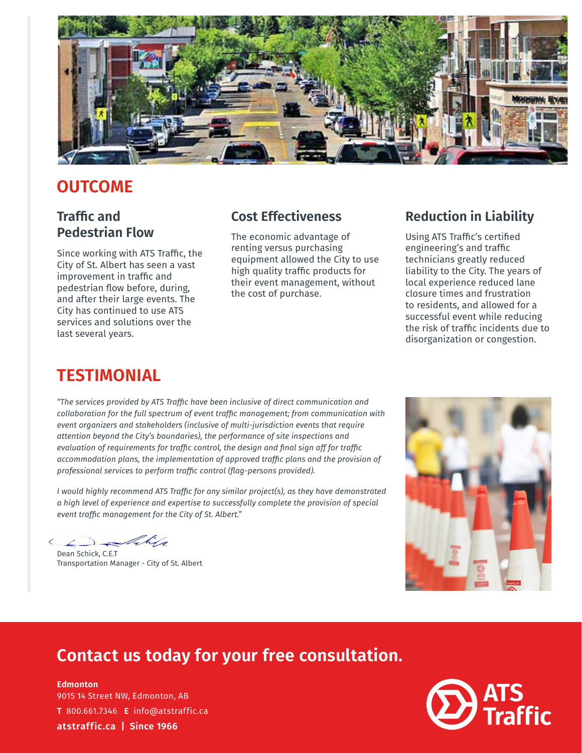## OUTCOME

### Traffic and Pedestrian Flow

Since working with ATS Traffic, the City of St. Albert has seen a vast improvement in traffic and pedestrian flow before, during, and after their large events. The City has continued to use ATS services and solutions over the last several years.

### Cost Effectiveness

The economic advantage of renting versus purchasing equipment allowed the City to use high quality traffic products for their event management, without the cost of purchase.

### Reduction in Liability

Using ATS Traffic's certified engineering's and traffic technicians greatly reduced liability to the City. The years of local experience reduced lane closure times and frustration to residents, and allowed for a successful event while reducing the risk of traffic incidents due to disorganization or congestion.

## TESTIMONIAL

*"The services provided by ATS Traffic have been inclusive of direct communication and collaboration for the full spectrum of event traffic management; from communication with event organizers and stakeholders (inclusive of multi-jurisdiction events that require attention beyond the City's boundaries), the performance of site inspections and evaluation of requirements for traffic control, the design and final sign off for traffic accommodation plans, the implementation of approved traffic plans and the provision of professional services to perform traffic control (flag-persons provided).*

*I would highly recommend ATS Traffic for any similar project(s), as they have demonstrated a high level of experience and expertise to successfully complete the provision of special event traffic management for the City of St. Albert."*

Dean Schick, C.E.T
Transportation Manager - City of St. Albert

## Contact us today for your free consultation.

**Edmonton**
9015 14 Street NW, Edmonton, AB
**T** 800.661.7346 **E** info@atstraffic.ca
**atstraffic.ca | Since 1966**

ATS Traffic